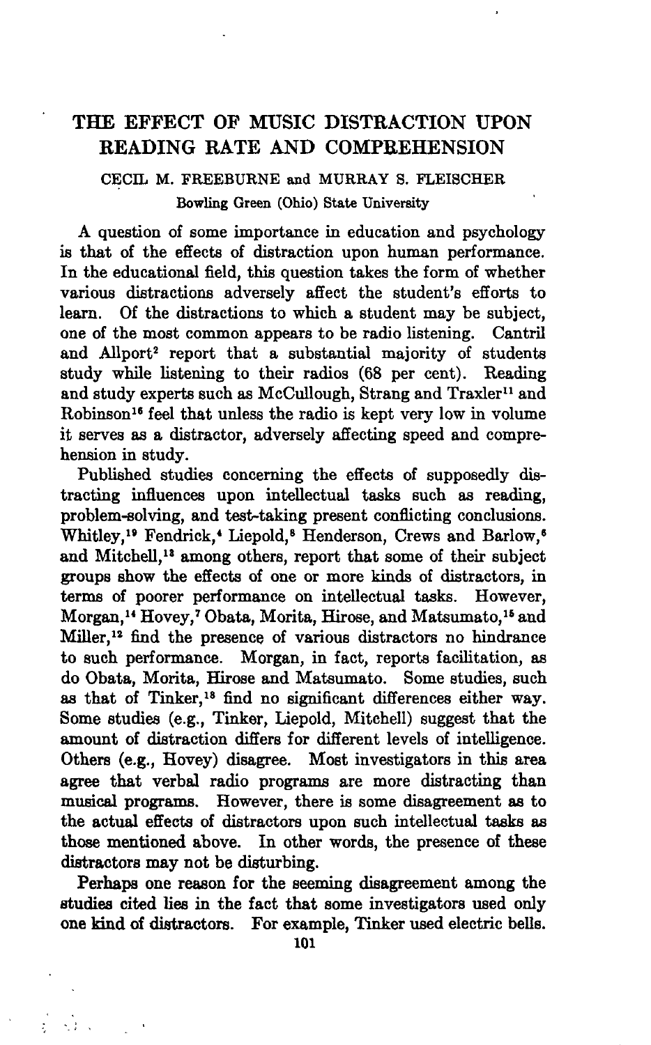# THE EFFECT OF MUSIC DISTRACTION UPON READING RATE AND COMPREHENSION

CECIL M. FREEBURNE and MURRAY S. FLEISCHER

Bowling Green (Ohio) State University

A question of some importance in education and psychology is that of the effects of distraction upon human performance. In the educational field, this question takes the form of whether various distractions adversely affect the student's efforts to learn. Of the distractions to which a student may be subject, one of the most common appears to be radio listening. Cantril and Allport[2] report that a substantial majority of students study while listening to their radios (68 per cent). Reading and study experts such as McCullough, Strang and Traxler[11] and Robinson[16] feel that unless the radio is kept very low in volume it serves as a distractor, adversely affecting speed and comprehension in study.

Published studies concerning the effects of supposedly distracting influences upon intellectual tasks such as reading, problem-solving, and test-taking present conflicting conclusions. Whitley,[19] Fendrick,[4] Liepold,[8] Henderson, Crews and Barlow,[6] and Mitchell,[13] among others, report that some of their subject groups show the effects of one or more kinds of distractors, in terms of poorer performance on intellectual tasks. However, Morgan,[14] Hovey,[7] Obata, Morita, Hirose, and Matsumato,[15] and Miller,[12] find the presence of various distractors no hindrance to such performance. Morgan, in fact, reports facilitation, as do Obata, Morita, Hirose and Matsumato. Some studies, such as that of Tinker,[18] find no significant differences either way. Some studies (e.g., Tinker, Liepold, Mitchell) suggest that the amount of distraction differs for different levels of intelligence. Others (e.g., Hovey) disagree. Most investigators in this area agree that verbal radio programs are more distracting than musical programs. However, there is some disagreement as to the actual effects of distractors upon such intellectual tasks as those mentioned above. In other words, the presence of these distractors may not be disturbing.

Perhaps one reason for the seeming disagreement among the studies cited lies in the fact that some investigators used only one kind of distractors. For example, Tinker used electric bells.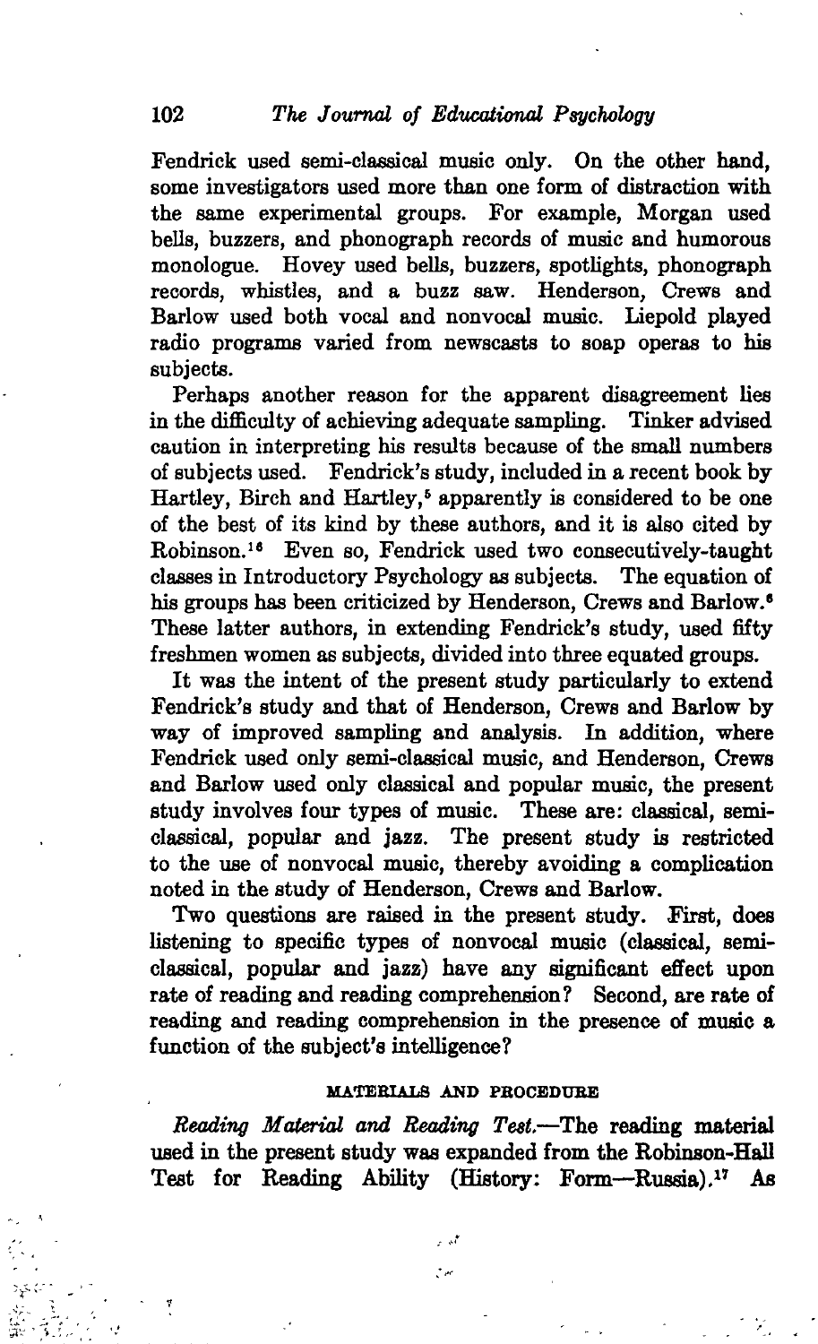Fendrick used semi-classical music only. On the other hand, some investigators used more than one form of distraction with the same experimental groups. For example, Morgan used bells, buzzers, and phonograph records of music and humorous monologue. Hovey used bells, buzzers, spotlights, phonograph records, whistles, and a buzz saw. Henderson, Crews and Barlow used both vocal and nonvocal music. Liepold played radio programs varied from newscasts to soap operas to his subjects.

Perhaps another reason for the apparent disagreement lies in the difficulty of achieving adequate sampling. Tinker advised caution in interpreting his results because of the small numbers of subjects used. Fendrick's study, included in a recent book by Hartley, Birch and Hartley,[5] apparently is considered to be one of the best of its kind by these authors, and it is also cited by Robinson.[16] Even so, Fendrick used two consecutively-taught classes in Introductory Psychology as subjects. The equation of his groups has been criticized by Henderson, Crews and Barlow.[6] These latter authors, in extending Fendrick's study, used fifty freshmen women as subjects, divided into three equated groups.

It was the intent of the present study particularly to extend Fendrick's study and that of Henderson, Crews and Barlow by way of improved sampling and analysis. In addition, where Fendrick used only semi-classical music, and Henderson, Crews and Barlow used only classical and popular music, the present study involves four types of music. These are: classical, semi-classical, popular and jazz. The present study is restricted to the use of nonvocal music, thereby avoiding a complication noted in the study of Henderson, Crews and Barlow.

Two questions are raised in the present study. First, does listening to specific types of nonvocal music (classical, semi-classical, popular and jazz) have any significant effect upon rate of reading and reading comprehension? Second, are rate of reading and reading comprehension in the presence of music a function of the subject's intelligence?

## MATERIALS AND PROCEDURE

*Reading Material and Reading Test.*—The reading material used in the present study was expanded from the Robinson-Hall Test for Reading Ability (History: Form—Russia).[17] As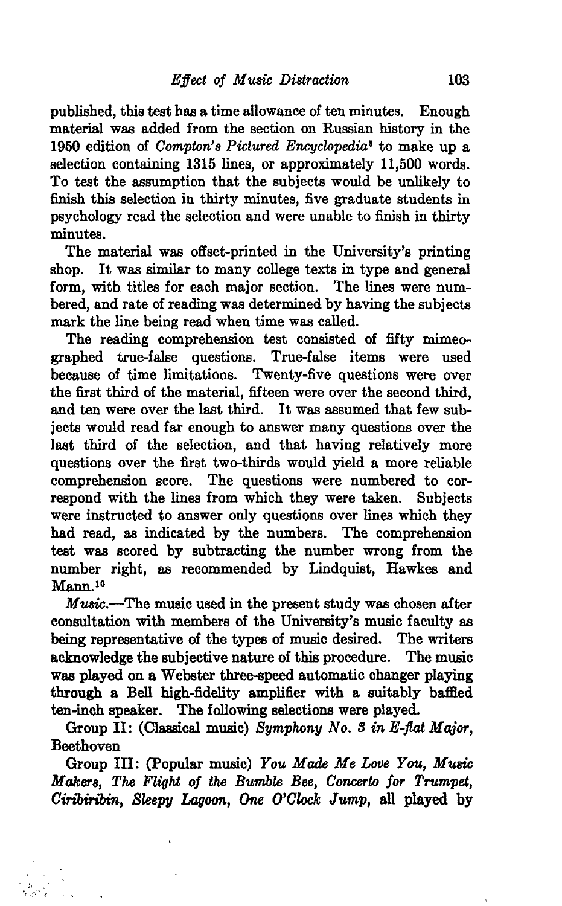published, this test has a time allowance of ten minutes. Enough material was added from the section on Russian history in the 1950 edition of *Compton's Pictured Encyclopedia*[9] to make up a selection containing 1315 lines, or approximately 11,500 words. To test the assumption that the subjects would be unlikely to finish this selection in thirty minutes, five graduate students in psychology read the selection and were unable to finish in thirty minutes.

The material was offset-printed in the University's printing shop. It was similar to many college texts in type and general form, with titles for each major section. The lines were numbered, and rate of reading was determined by having the subjects mark the line being read when time was called.

The reading comprehension test consisted of fifty mimeographed true-false questions. True-false items were used because of time limitations. Twenty-five questions were over the first third of the material, fifteen were over the second third, and ten were over the last third. It was assumed that few subjects would read far enough to answer many questions over the last third of the selection, and that having relatively more questions over the first two-thirds would yield a more reliable comprehension score. The questions were numbered to correspond with the lines from which they were taken. Subjects were instructed to answer only questions over lines which they had read, as indicated by the numbers. The comprehension test was scored by subtracting the number wrong from the number right, as recommended by Lindquist, Hawkes and Mann.[10]

*Music.*—The music used in the present study was chosen after consultation with members of the University's music faculty as being representative of the types of music desired. The writers acknowledge the subjective nature of this procedure. The music was played on a Webster three-speed automatic changer playing through a Bell high-fidelity amplifier with a suitably baffled ten-inch speaker. The following selections were played.

Group II: (Classical music) *Symphony No. 3 in E-flat Major*, Beethoven

Group III: (Popular music) *You Made Me Love You*, *Music Makers*, *The Flight of the Bumble Bee*, *Concerto for Trumpet*, *Ciribiribin*, *Sleepy Lagoon*, *One O'Clock Jump*, all played by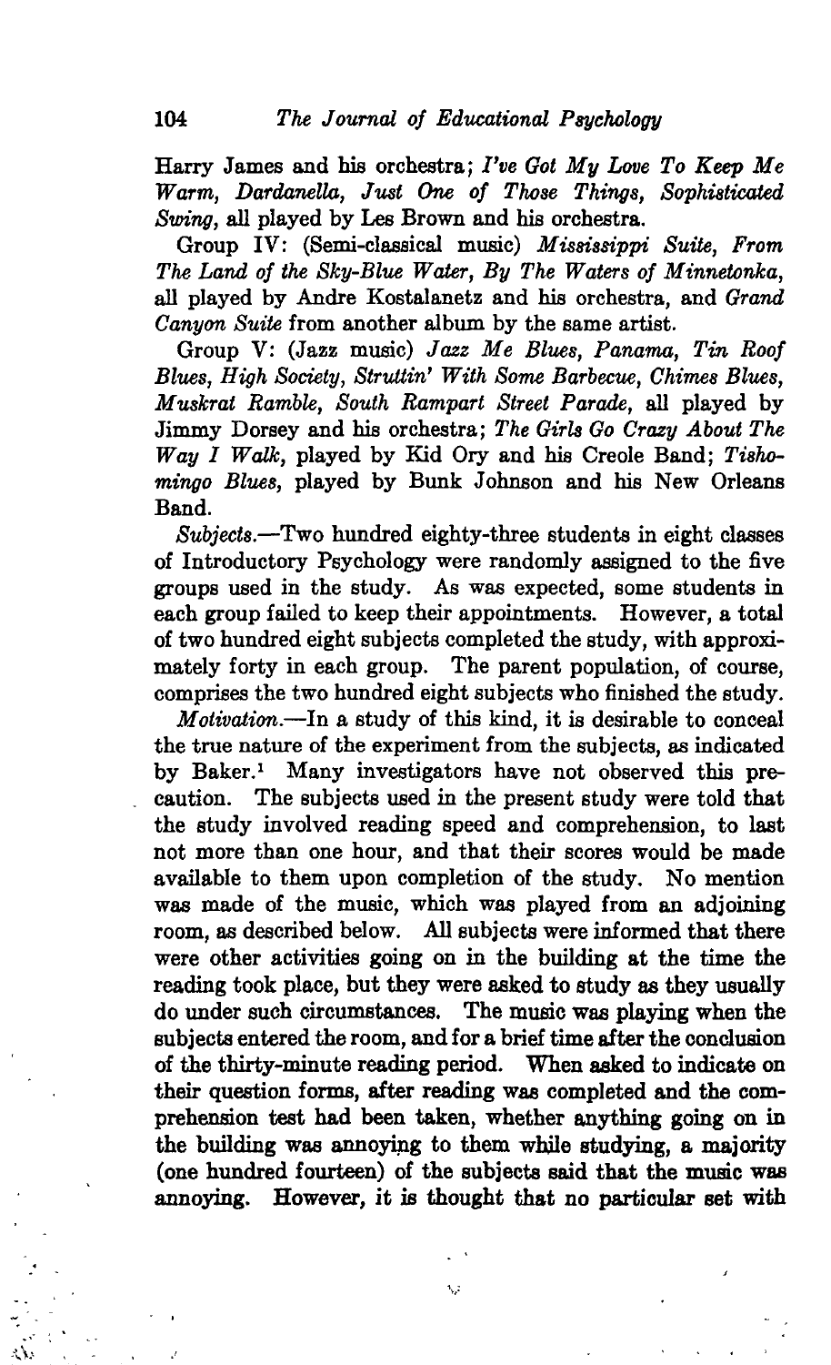Harry James and his orchestra; *I've Got My Love To Keep Me Warm, Dardanella, Just One of Those Things, Sophisticated Swing,* all played by Les Brown and his orchestra.

Group IV: (Semi-classical music) *Mississippi Suite, From The Land of the Sky-Blue Water, By The Waters of Minnetonka,* all played by Andre Kostalanetz and his orchestra, and *Grand Canyon Suite* from another album by the same artist.

Group V: (Jazz music) *Jazz Me Blues, Panama, Tin Roof Blues, High Society, Struttin' With Some Barbecue, Chimes Blues, Muskrat Ramble, South Rampart Street Parade,* all played by Jimmy Dorsey and his orchestra; *The Girls Go Crazy About The Way I Walk,* played by Kid Ory and his Creole Band; *Tishomingo Blues,* played by Bunk Johnson and his New Orleans Band.

*Subjects.*—Two hundred eighty-three students in eight classes of Introductory Psychology were randomly assigned to the five groups used in the study. As was expected, some students in each group failed to keep their appointments. However, a total of two hundred eight subjects completed the study, with approximately forty in each group. The parent population, of course, comprises the two hundred eight subjects who finished the study.

*Motivation.*—In a study of this kind, it is desirable to conceal the true nature of the experiment from the subjects, as indicated by Baker.[1] Many investigators have not observed this precaution. The subjects used in the present study were told that the study involved reading speed and comprehension, to last not more than one hour, and that their scores would be made available to them upon completion of the study. No mention was made of the music, which was played from an adjoining room, as described below. All subjects were informed that there were other activities going on in the building at the time the reading took place, but they were asked to study as they usually do under such circumstances. The music was playing when the subjects entered the room, and for a brief time after the conclusion of the thirty-minute reading period. When asked to indicate on their question forms, after reading was completed and the comprehension test had been taken, whether anything going on in the building was annoying to them while studying, a majority (one hundred fourteen) of the subjects said that the music was annoying. However, it is thought that no particular set with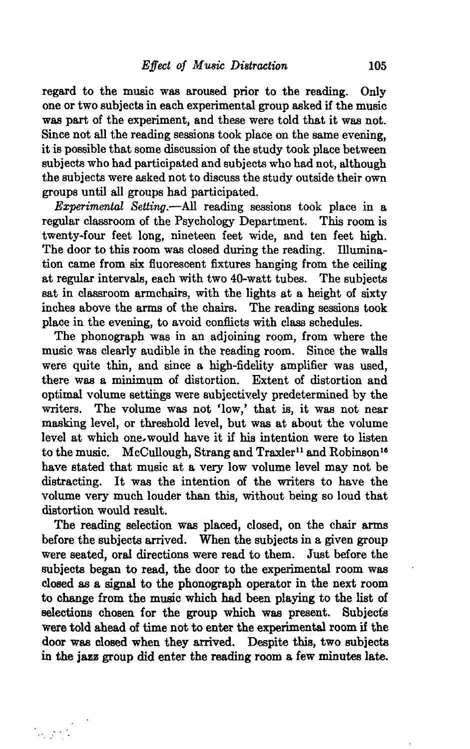regard to the music was aroused prior to the reading. Only one or two subjects in each experimental group asked if the music was part of the experiment, and these were told that it was not. Since not all the reading sessions took place on the same evening, it is possible that some discussion of the study took place between subjects who had participated and subjects who had not, although the subjects were asked not to discuss the study outside their own groups until all groups had participated.

*Experimental Setting.*—All reading sessions took place in a regular classroom of the Psychology Department. This room is twenty-four feet long, nineteen feet wide, and ten feet high. The door to this room was closed during the reading. Illumination came from six fluorescent fixtures hanging from the ceiling at regular intervals, each with two 40-watt tubes. The subjects sat in classroom armchairs, with the lights at a height of sixty inches above the arms of the chairs. The reading sessions took place in the evening, to avoid conflicts with class schedules.

The phonograph was in an adjoining room, from where the music was clearly audible in the reading room. Since the walls were quite thin, and since a high-fidelity amplifier was used, there was a minimum of distortion. Extent of distortion and optimal volume settings were subjectively predetermined by the writers. The volume was not 'low,' that is, it was not near masking level, or threshold level, but was at about the volume level at which one would have it if his intention were to listen to the music. McCullough, Strang and Traxler[11] and Robinson[16] have stated that music at a very low volume level may not be distracting. It was the intention of the writers to have the volume very much louder than this, without being so loud that distortion would result.

The reading selection was placed, closed, on the chair arms before the subjects arrived. When the subjects in a given group were seated, oral directions were read to them. Just before the subjects began to read, the door to the experimental room was closed as a signal to the phonograph operator in the next room to change from the music which had been playing to the list of selections chosen for the group which was present. Subjects were told ahead of time not to enter the experimental room if the door was closed when they arrived. Despite this, two subjects in the jazz group did enter the reading room a few minutes late.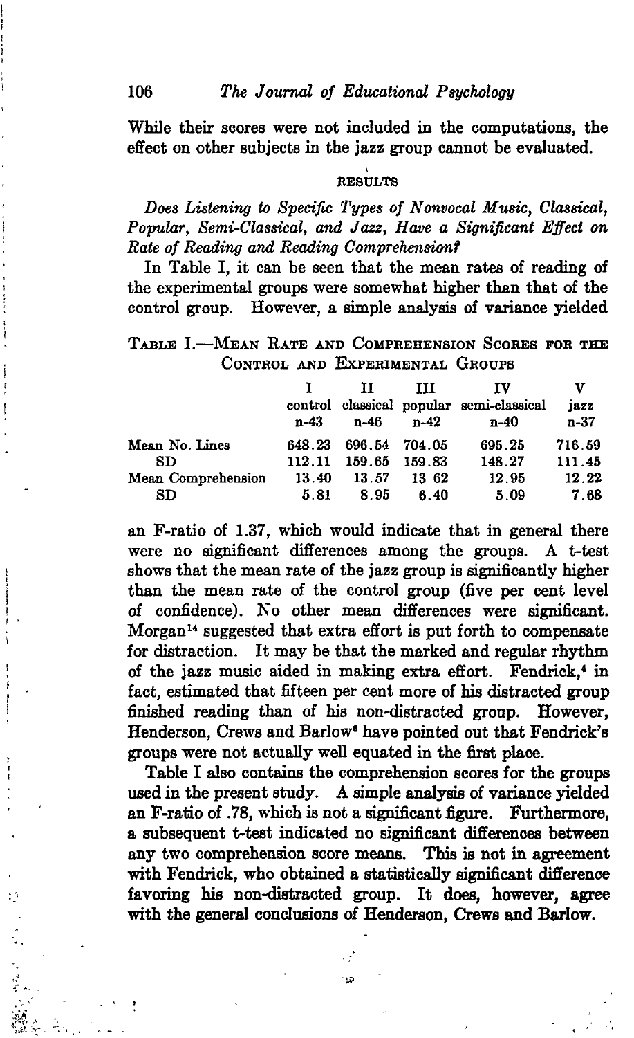While their scores were not included in the computations, the effect on other subjects in the jazz group cannot be evaluated.

## RESULTS

*Does Listening to Specific Types of Nonvocal Music, Classical, Popular, Semi-Classical, and Jazz, Have a Significant Effect on Rate of Reading and Reading Comprehension?*

In Table I, it can be seen that the mean rates of reading of the experimental groups were somewhat higher than that of the control group. However, a simple analysis of variance yielded

TABLE I.—MEAN RATE AND COMPREHENSION SCORES FOR THE CONTROL AND EXPERIMENTAL GROUPS

| | I control n-43 | II classical n-46 | III popular n-42 | IV semi-classical n-40 | V jazz n-37 |
|---|---|---|---|---|---|
| Mean No. Lines | 648.23 | 696.54 | 704.05 | 695.25 | 716.59 |
| SD | 112.11 | 159.65 | 159.83 | 148.27 | 111.45 |
| Mean Comprehension | 13.40 | 13.57 | 13 62 | 12.95 | 12.22 |
| SD | 5.81 | 8.95 | 6.40 | 5.09 | 7.68 |

an F-ratio of 1.37, which would indicate that in general there were no significant differences among the groups. A t-test shows that the mean rate of the jazz group is significantly higher than the mean rate of the control group (five per cent level of confidence). No other mean differences were significant. Morgan[14] suggested that extra effort is put forth to compensate for distraction. It may be that the marked and regular rhythm of the jazz music aided in making extra effort. Fendrick,[4] in fact, estimated that fifteen per cent more of his distracted group finished reading than of his non-distracted group. However, Henderson, Crews and Barlow[6] have pointed out that Fendrick's groups were not actually well equated in the first place.

Table I also contains the comprehension scores for the groups used in the present study. A simple analysis of variance yielded an F-ratio of .78, which is not a significant figure. Furthermore, a subsequent t-test indicated no significant differences between any two comprehension score means. This is not in agreement with Fendrick, who obtained a statistically significant difference favoring his non-distracted group. It does, however, agree with the general conclusions of Henderson, Crews and Barlow.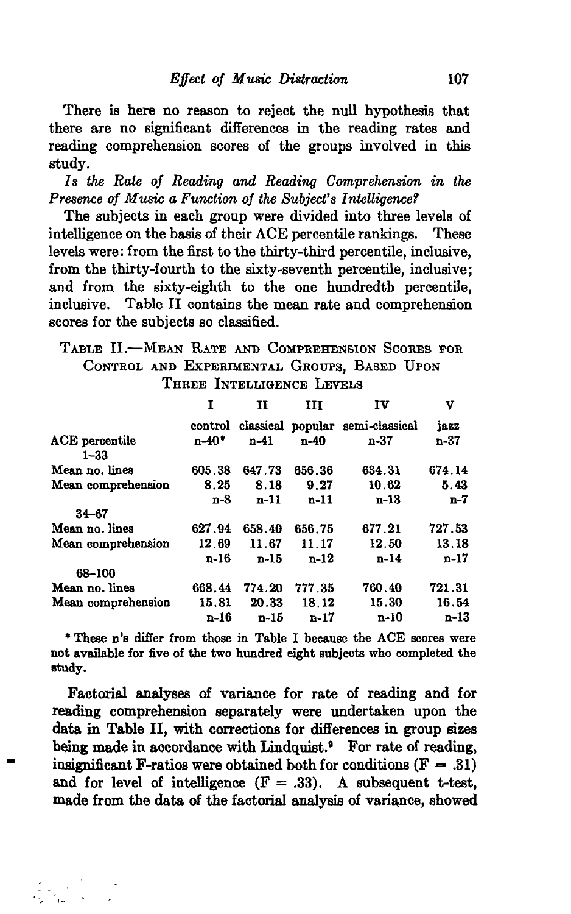There is here no reason to reject the null hypothesis that there are no significant differences in the reading rates and reading comprehension scores of the groups involved in this study.

*Is the Rate of Reading and Reading Comprehension in the Presence of Music a Function of the Subject's Intelligence?*

The subjects in each group were divided into three levels of intelligence on the basis of their ACE percentile rankings. These levels were: from the first to the thirty-third percentile, inclusive, from the thirty-fourth to the sixty-seventh percentile, inclusive; and from the sixty-eighth to the one hundredth percentile, inclusive. Table II contains the mean rate and comprehension scores for the subjects so classified.

TABLE II.—MEAN RATE AND COMPREHENSION SCORES FOR CONTROL AND EXPERIMENTAL GROUPS, BASED UPON THREE INTELLIGENCE LEVELS

| | I | II | III | IV | V |
|---|---|---|---|---|---|
| | control | classical | popular | semi-classical | jazz |
| ACE percentile | n-40* | n-41 | n-40 | n-37 | n-37 |
| 1–33 | | | | | |
| Mean no. lines | 605.38 | 647.73 | 656.36 | 634.31 | 674.14 |
| Mean comprehension | 8.25 | 8.18 | 9.27 | 10.62 | 5.43 |
| | n-8 | n-11 | n-11 | n-13 | n-7 |
| 34–67 | | | | | |
| Mean no. lines | 627.94 | 658.40 | 656.75 | 677.21 | 727.53 |
| Mean comprehension | 12.69 | 11.67 | 11.17 | 12.50 | 13.18 |
| | n-16 | n-15 | n-12 | n-14 | n-17 |
| 68–100 | | | | | |
| Mean no. lines | 668.44 | 774.20 | 777.35 | 760.40 | 721.31 |
| Mean comprehension | 15.81 | 20.33 | 18.12 | 15.30 | 16.54 |
| | n-16 | n-15 | n-17 | n-10 | n-13 |

\* These n's differ from those in Table I because the ACE scores were not available for five of the two hundred eight subjects who completed the study.

Factorial analyses of variance for rate of reading and for reading comprehension separately were undertaken upon the data in Table II, with corrections for differences in group sizes being made in accordance with Lindquist.[9] For rate of reading, insignificant F-ratios were obtained both for conditions ($F = .31$) and for level of intelligence ($F = .33$). A subsequent t-test, made from the data of the factorial analysis of variance, showed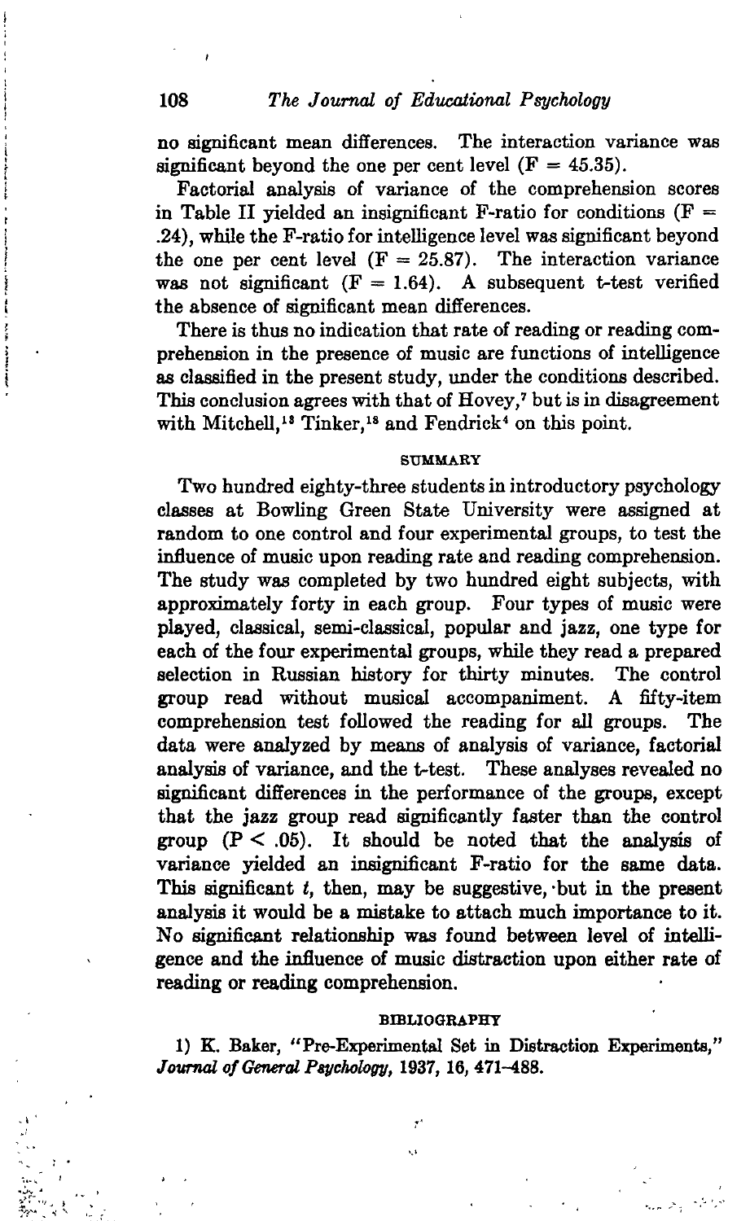no significant mean differences. The interaction variance was significant beyond the one per cent level ($F = 45.35$).

Factorial analysis of variance of the comprehension scores in Table II yielded an insignificant F-ratio for conditions ($F = .24$), while the F-ratio for intelligence level was significant beyond the one per cent level ($F = 25.87$). The interaction variance was not significant ($F = 1.64$). A subsequent t-test verified the absence of significant mean differences.

There is thus no indication that rate of reading or reading comprehension in the presence of music are functions of intelligence as classified in the present study, under the conditions described. This conclusion agrees with that of Hovey,[7] but is in disagreement with Mitchell,[13] Tinker,[18] and Fendrick[4] on this point.

## SUMMARY

Two hundred eighty-three students in introductory psychology classes at Bowling Green State University were assigned at random to one control and four experimental groups, to test the influence of music upon reading rate and reading comprehension. The study was completed by two hundred eight subjects, with approximately forty in each group. Four types of music were played, classical, semi-classical, popular and jazz, one type for each of the four experimental groups, while they read a prepared selection in Russian history for thirty minutes. The control group read without musical accompaniment. A fifty-item comprehension test followed the reading for all groups. The data were analyzed by means of analysis of variance, factorial analysis of variance, and the t-test. These analyses revealed no significant differences in the performance of the groups, except that the jazz group read significantly faster than the control group ($P < .05$). It should be noted that the analysis of variance yielded an insignificant F-ratio for the same data. This significant $t$, then, may be suggestive, but in the present analysis it would be a mistake to attach much importance to it. No significant relationship was found between level of intelligence and the influence of music distraction upon either rate of reading or reading comprehension.

## BIBLIOGRAPHY

1) K. Baker, "Pre-Experimental Set in Distraction Experiments," *Journal of General Psychology*, 1937, 16, 471–488.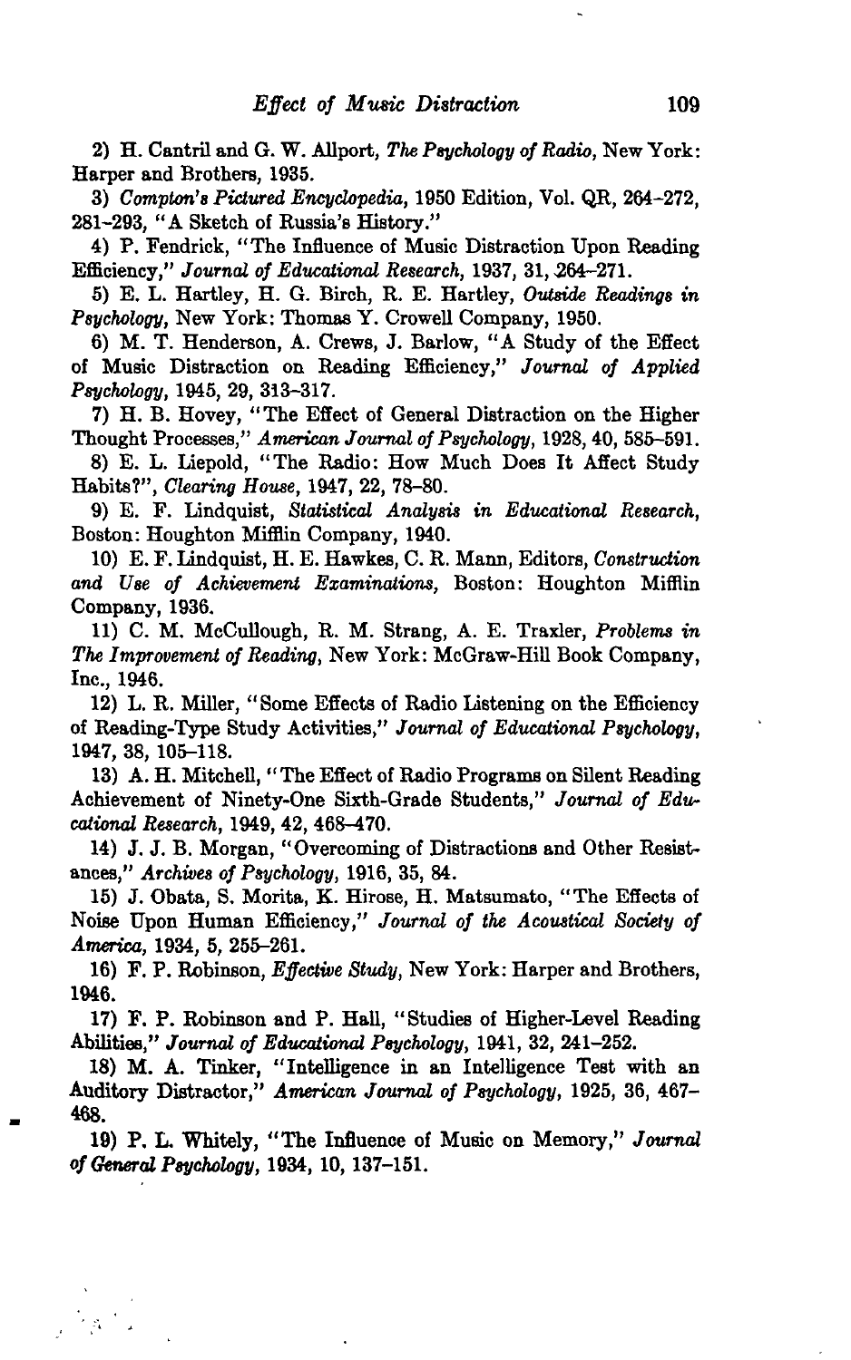2) H. Cantril and G. W. Allport, *The Psychology of Radio*, New York: Harper and Brothers, 1935.

3) *Compton's Pictured Encyclopedia*, 1950 Edition, Vol. QR, 264-272, 281-293, "A Sketch of Russia's History."

4) P. Fendrick, "The Influence of Music Distraction Upon Reading Efficiency," *Journal of Educational Research*, 1937, 31, 264-271.

5) E. L. Hartley, H. G. Birch, R. E. Hartley, *Outside Readings in Psychology*, New York: Thomas Y. Crowell Company, 1950.

6) M. T. Henderson, A. Crews, J. Barlow, "A Study of the Effect of Music Distraction on Reading Efficiency," *Journal of Applied Psychology*, 1945, 29, 313-317.

7) H. B. Hovey, "The Effect of General Distraction on the Higher Thought Processes," *American Journal of Psychology*, 1928, 40, 585-591.

8) E. L. Liepold, "The Radio: How Much Does It Affect Study Habits?", *Clearing House*, 1947, 22, 78-80.

9) E. F. Lindquist, *Statistical Analysis in Educational Research*, Boston: Houghton Mifflin Company, 1940.

10) E. F. Lindquist, H. E. Hawkes, C. R. Mann, Editors, *Construction and Use of Achievement Examinations*, Boston: Houghton Mifflin Company, 1936.

11) C. M. McCullough, R. M. Strang, A. E. Traxler, *Problems in The Improvement of Reading*, New York: McGraw-Hill Book Company, Inc., 1946.

12) L. R. Miller, "Some Effects of Radio Listening on the Efficiency of Reading-Type Study Activities," *Journal of Educational Psychology*, 1947, 38, 105-118.

13) A. H. Mitchell, "The Effect of Radio Programs on Silent Reading Achievement of Ninety-One Sixth-Grade Students," *Journal of Educational Research*, 1949, 42, 468-470.

14) J. J. B. Morgan, "Overcoming of Distractions and Other Resistances," *Archives of Psychology*, 1916, 35, 84.

15) J. Obata, S. Morita, K. Hirose, H. Matsumato, "The Effects of Noise Upon Human Efficiency," *Journal of the Acoustical Society of America*, 1934, 5, 255-261.

16) F. P. Robinson, *Effective Study*, New York: Harper and Brothers, 1946.

17) F. P. Robinson and P. Hall, "Studies of Higher-Level Reading Abilities," *Journal of Educational Psychology*, 1941, 32, 241-252.

18) M. A. Tinker, "Intelligence in an Intelligence Test with an Auditory Distractor," *American Journal of Psychology*, 1925, 36, 467-468.

19) P. L. Whitely, "The Influence of Music on Memory," *Journal of General Psychology*, 1934, 10, 137-151.